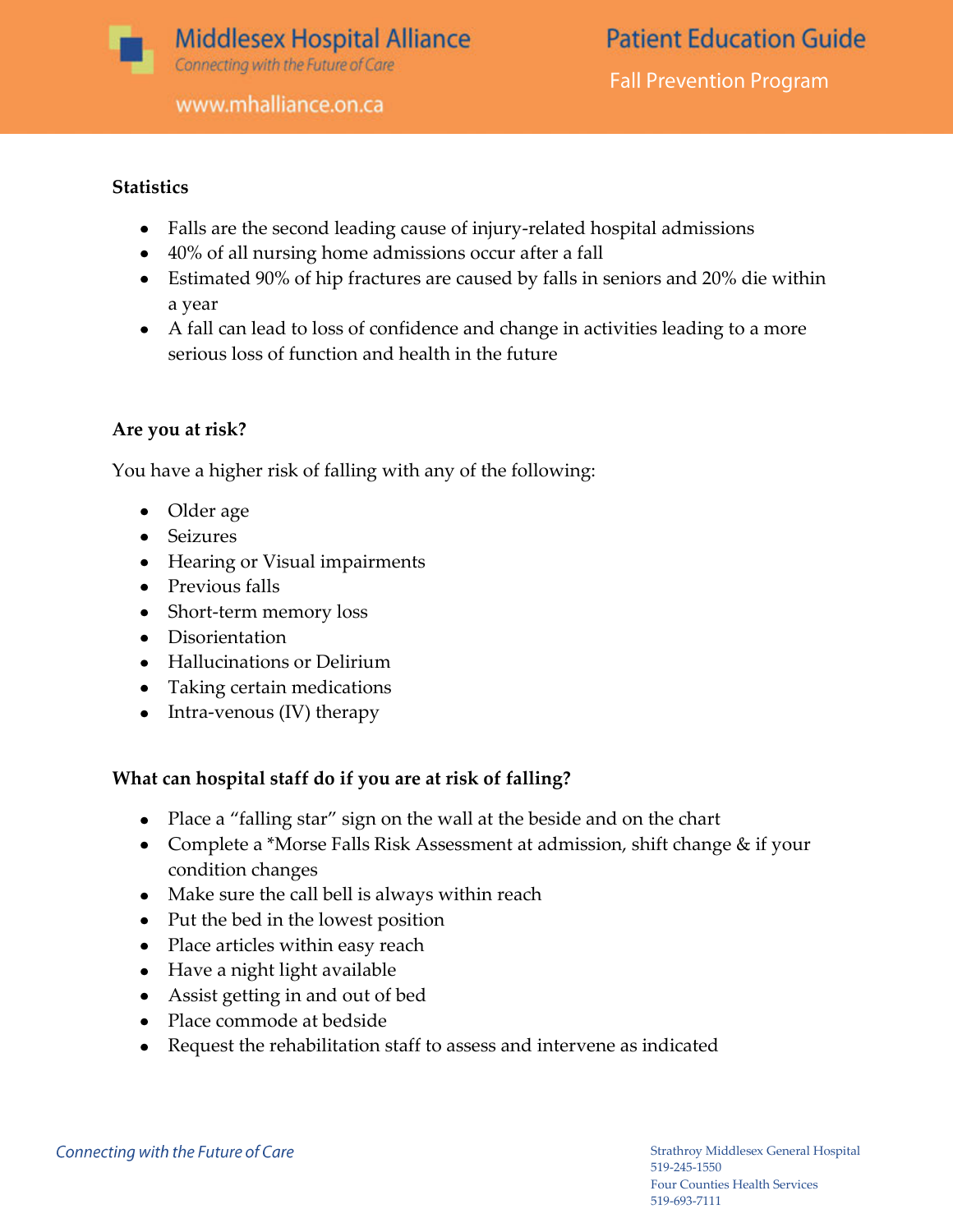**Statistics**

- Falls are the second leading cause of injury-related hospital admissions
- 40% of all nursing home admissions occur after a fall
- Estimated 90% of hip fractures are caused by falls in seniors and 20% die within a year
- A fall can lead to loss of confidence and change in activities leading to a more serious loss of function and health in the future

**Are you at risk?**

You have a higher risk of falling with any of the following:

- Older age
- Seizures
- Hearing or Visual impairments
- Previous falls
- Short-term memory loss
- Disorientation
- Hallucinations or Delirium
- Taking certain medications
- Intra-venous (IV) therapy

**What can hospital staff do if you are at risk of falling?**

- Place a "falling star" sign on the wall at the beside and on the chart
- Complete a *Morse Falls Risk Assessment at admission, shift change & if your condition changes
- Make sure the call bell is always within reach
- Put the bed in the lowest position
- Place articles within easy reach
- Have a night light available
- Assist getting in and out of bed
- Place commode at bedside
- Request the rehabilitation staff to assess and intervene as indicated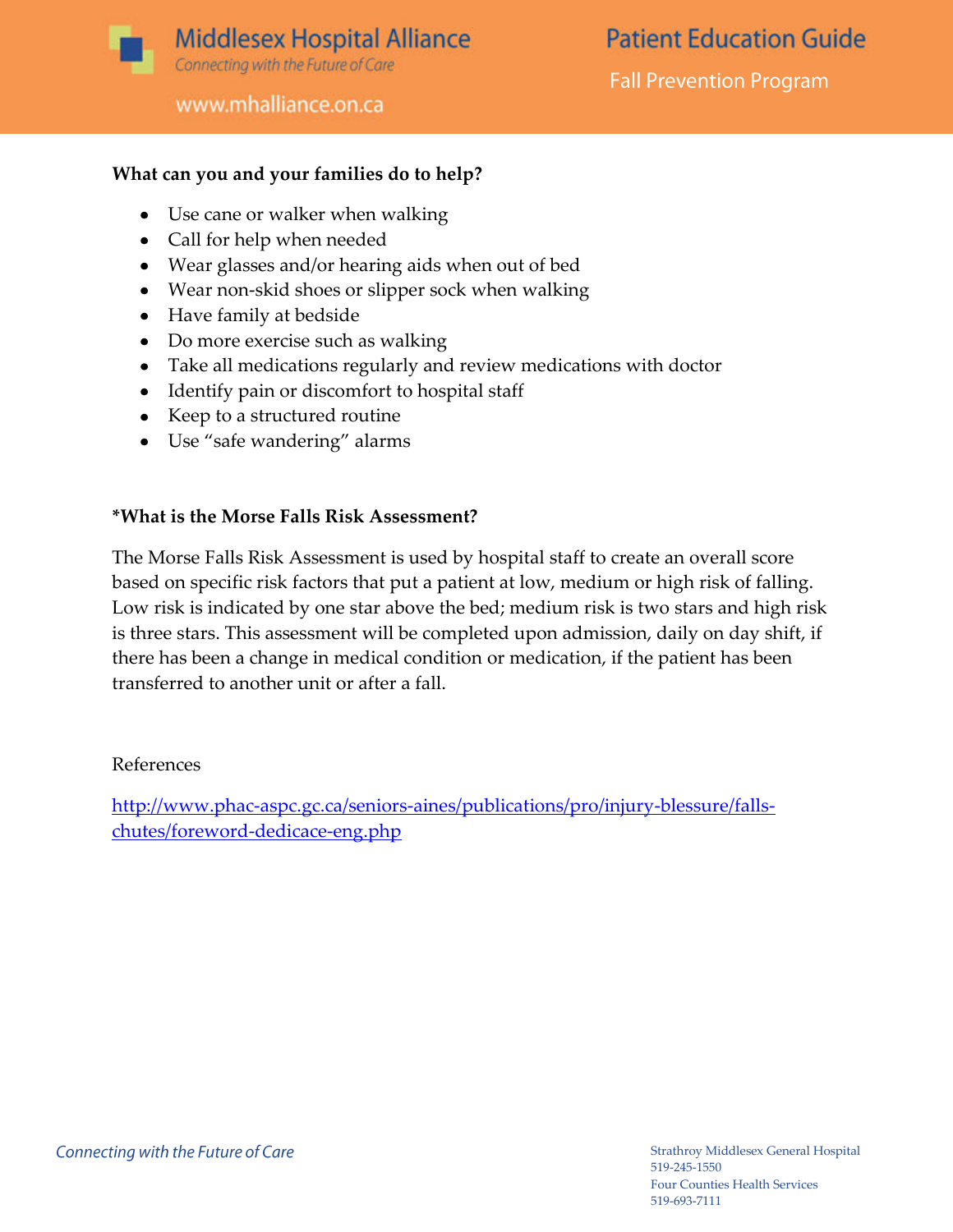**What can you and your families do to help?**

- Use cane or walker when walking
- Call for help when needed
- Wear glasses and/or hearing aids when out of bed
- Wear non-skid shoes or slipper sock when walking
- Have family at bedside
- Do more exercise such as walking
- Take all medications regularly and review medications with doctor
- Identify pain or discomfort to hospital staff
- Keep to a structured routine
- Use "safe wandering" alarms

**\*What is the Morse Falls Risk Assessment?**

The Morse Falls Risk Assessment is used by hospital staff to create an overall score based on specific risk factors that put a patient at low, medium or high risk of falling. Low risk is indicated by one star above the bed; medium risk is two stars and high risk is three stars. This assessment will be completed upon admission, daily on day shift, if there has been a change in medical condition or medication, if the patient has been transferred to another unit or after a fall.

References

http://www.phac-aspc.gc.ca/seniors-aines/publications/pro/injury-blessure/falls-chutes/foreword-dedicace-eng.php

Strathroy Middlesex General Hospital
519-245-1550
Four Counties Health Services
519-693-7111